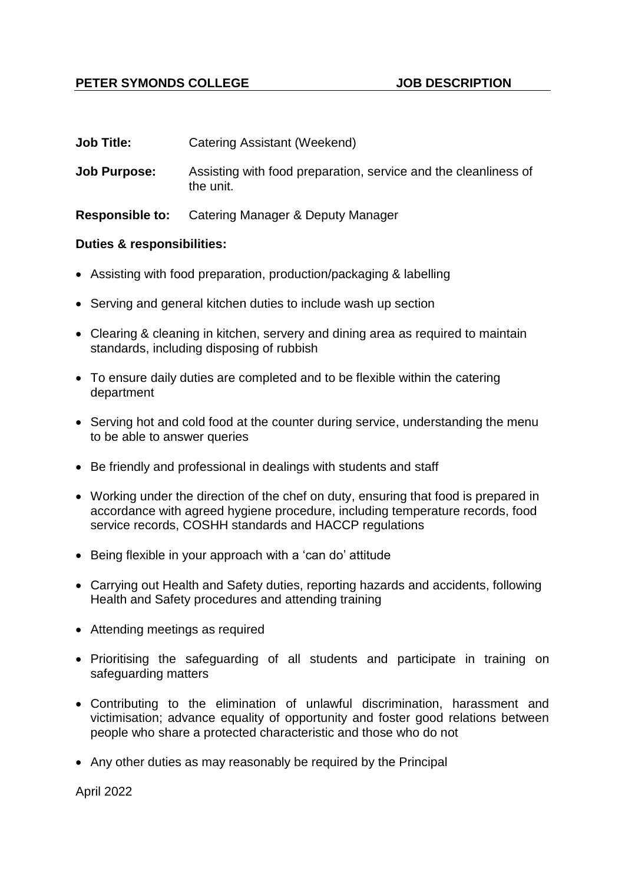**PETER SYMONDS COLLEGE** **JOB DESCRIPTION**

**Job Title:** Catering Assistant (Weekend)

**Job Purpose:** Assisting with food preparation, service and the cleanliness of the unit.

**Responsible to:** Catering Manager & Deputy Manager

**Duties & responsibilities:**

- Assisting with food preparation, production/packaging & labelling
- Serving and general kitchen duties to include wash up section
- Clearing & cleaning in kitchen, servery and dining area as required to maintain standards, including disposing of rubbish
- To ensure daily duties are completed and to be flexible within the catering department
- Serving hot and cold food at the counter during service, understanding the menu to be able to answer queries
- Be friendly and professional in dealings with students and staff
- Working under the direction of the chef on duty, ensuring that food is prepared in accordance with agreed hygiene procedure, including temperature records, food service records, COSHH standards and HACCP regulations
- Being flexible in your approach with a 'can do' attitude
- Carrying out Health and Safety duties, reporting hazards and accidents, following Health and Safety procedures and attending training
- Attending meetings as required
- Prioritising the safeguarding of all students and participate in training on safeguarding matters
- Contributing to the elimination of unlawful discrimination, harassment and victimisation; advance equality of opportunity and foster good relations between people who share a protected characteristic and those who do not
- Any other duties as may reasonably be required by the Principal

April 2022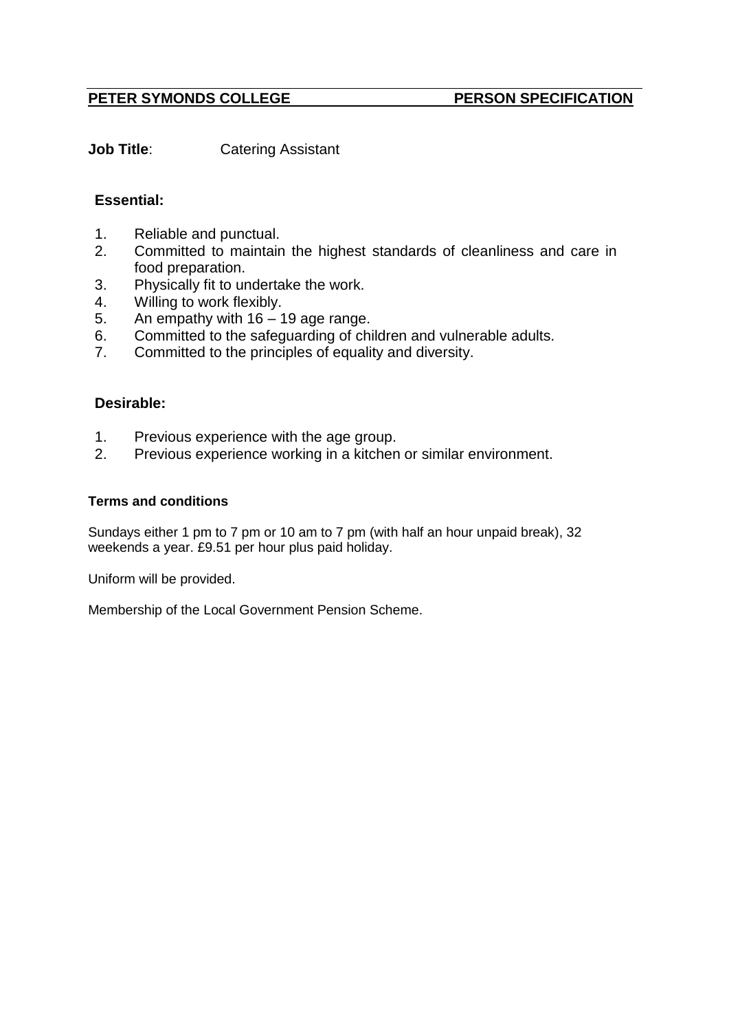**PETER SYMONDS COLLEGE** **PERSON SPECIFICATION**

**Job Title**: Catering Assistant

**Essential:**

1. Reliable and punctual.
2. Committed to maintain the highest standards of cleanliness and care in food preparation.
3. Physically fit to undertake the work.
4. Willing to work flexibly.
5. An empathy with 16 – 19 age range.
6. Committed to the safeguarding of children and vulnerable adults.
7. Committed to the principles of equality and diversity.

**Desirable:**

1. Previous experience with the age group.
2. Previous experience working in a kitchen or similar environment.

**Terms and conditions**

Sundays either 1 pm to 7 pm or 10 am to 7 pm (with half an hour unpaid break), 32 weekends a year. £9.51 per hour plus paid holiday.

Uniform will be provided.

Membership of the Local Government Pension Scheme.